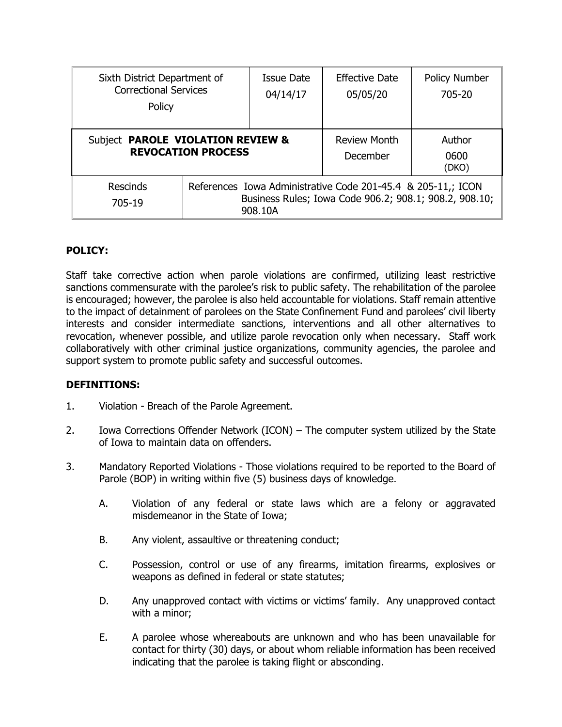| Sixth District Department of Correctional Services Policy | | Issue Date 04/14/17 | Effective Date 05/05/20 | Policy Number 705-20 |
|---|---|---|---|---|
| Subject **PAROLE VIOLATION REVIEW & REVOCATION PROCESS** | | | Review Month December | Author 0600 (DKO) |
| Rescinds 705-19 | References Iowa Administrative Code 201-45.4 & 205-11,; ICON Business Rules; Iowa Code 906.2; 908.1; 908.2, 908.10; 908.10A | | | |

## POLICY:

Staff take corrective action when parole violations are confirmed, utilizing least restrictive sanctions commensurate with the parolee's risk to public safety. The rehabilitation of the parolee is encouraged; however, the parolee is also held accountable for violations. Staff remain attentive to the impact of detainment of parolees on the State Confinement Fund and parolees' civil liberty interests and consider intermediate sanctions, interventions and all other alternatives to revocation, whenever possible, and utilize parole revocation only when necessary. Staff work collaboratively with other criminal justice organizations, community agencies, the parolee and support system to promote public safety and successful outcomes.

## DEFINITIONS:

1. Violation - Breach of the Parole Agreement.

2. Iowa Corrections Offender Network (ICON) – The computer system utilized by the State of Iowa to maintain data on offenders.

3. Mandatory Reported Violations - Those violations required to be reported to the Board of Parole (BOP) in writing within five (5) business days of knowledge.

    A. Violation of any federal or state laws which are a felony or aggravated misdemeanor in the State of Iowa;

    B. Any violent, assaultive or threatening conduct;

    C. Possession, control or use of any firearms, imitation firearms, explosives or weapons as defined in federal or state statutes;

    D. Any unapproved contact with victims or victims' family. Any unapproved contact with a minor;

    E. A parolee whose whereabouts are unknown and who has been unavailable for contact for thirty (30) days, or about whom reliable information has been received indicating that the parolee is taking flight or absconding.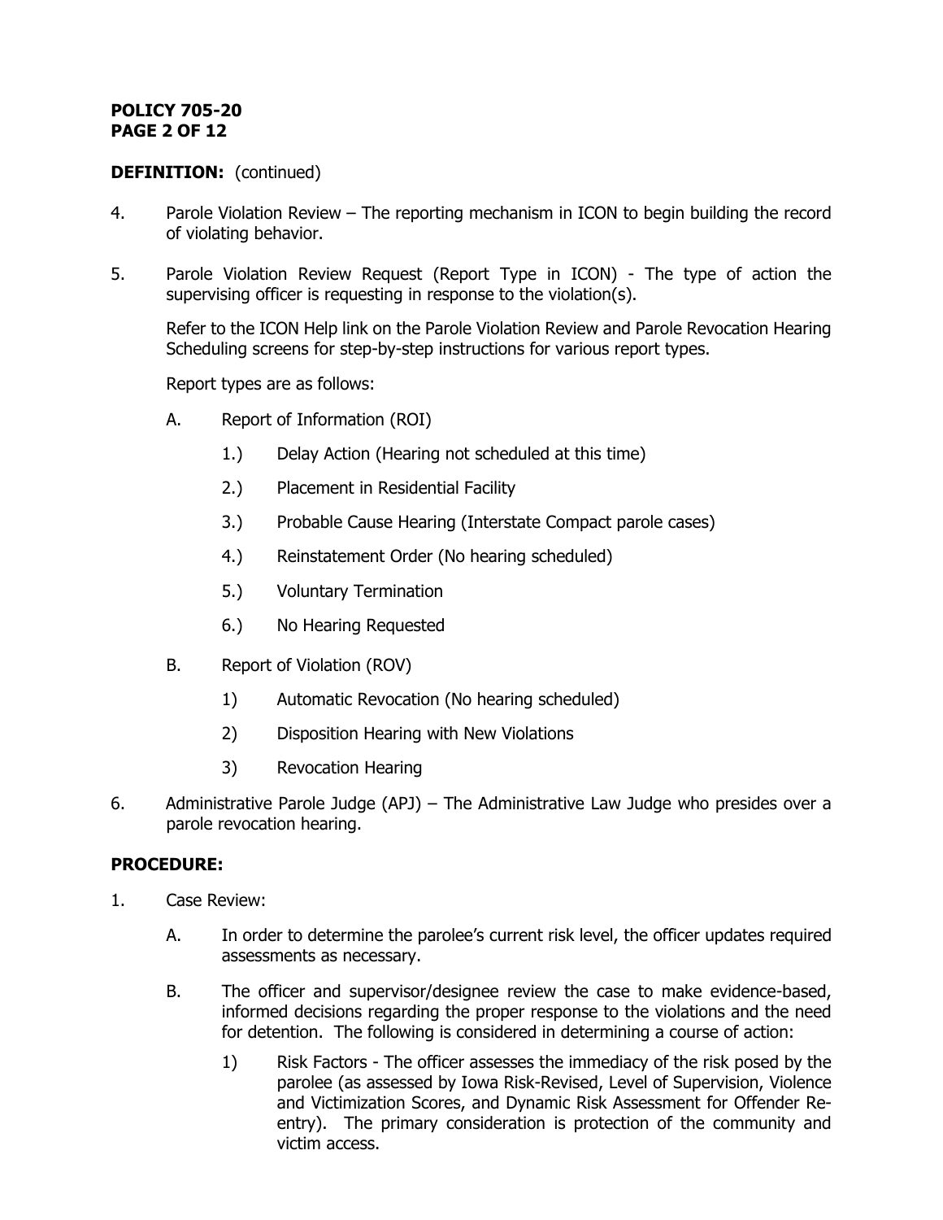**DEFINITION:** (continued)

4. Parole Violation Review – The reporting mechanism in ICON to begin building the record of violating behavior.

5. Parole Violation Review Request (Report Type in ICON) - The type of action the supervising officer is requesting in response to the violation(s).

   Refer to the ICON Help link on the Parole Violation Review and Parole Revocation Hearing Scheduling screens for step-by-step instructions for various report types.

   Report types are as follows:

   A. Report of Information (ROI)

      1.) Delay Action (Hearing not scheduled at this time)

      2.) Placement in Residential Facility

      3.) Probable Cause Hearing (Interstate Compact parole cases)

      4.) Reinstatement Order (No hearing scheduled)

      5.) Voluntary Termination

      6.) No Hearing Requested

   B. Report of Violation (ROV)

      1) Automatic Revocation (No hearing scheduled)

      2) Disposition Hearing with New Violations

      3) Revocation Hearing

6. Administrative Parole Judge (APJ) – The Administrative Law Judge who presides over a parole revocation hearing.

**PROCEDURE:**

1. Case Review:

   A. In order to determine the parolee's current risk level, the officer updates required assessments as necessary.

   B. The officer and supervisor/designee review the case to make evidence-based, informed decisions regarding the proper response to the violations and the need for detention. The following is considered in determining a course of action:

      1) Risk Factors - The officer assesses the immediacy of the risk posed by the parolee (as assessed by Iowa Risk-Revised, Level of Supervision, Violence and Victimization Scores, and Dynamic Risk Assessment for Offender Re-entry). The primary consideration is protection of the community and victim access.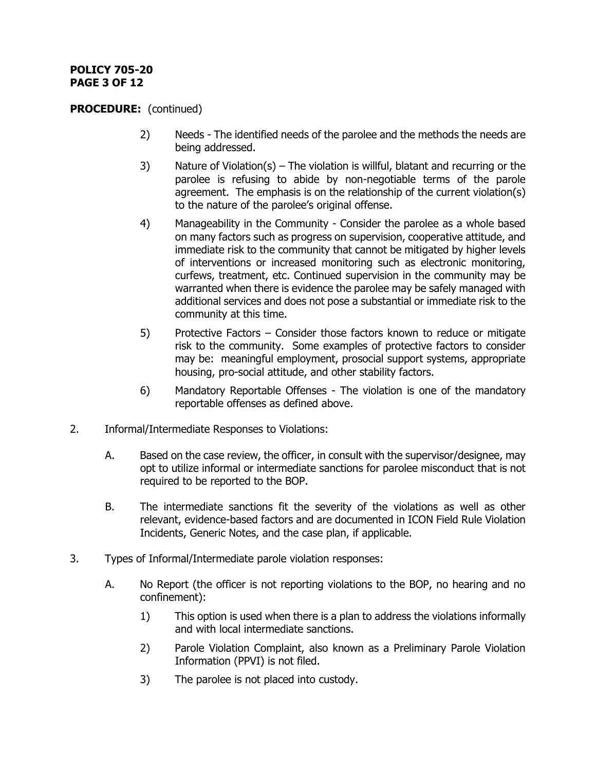**PROCEDURE:** (continued)

2) Needs - The identified needs of the parolee and the methods the needs are being addressed.

3) Nature of Violation(s) – The violation is willful, blatant and recurring or the parolee is refusing to abide by non-negotiable terms of the parole agreement. The emphasis is on the relationship of the current violation(s) to the nature of the parolee's original offense.

4) Manageability in the Community - Consider the parolee as a whole based on many factors such as progress on supervision, cooperative attitude, and immediate risk to the community that cannot be mitigated by higher levels of interventions or increased monitoring such as electronic monitoring, curfews, treatment, etc. Continued supervision in the community may be warranted when there is evidence the parolee may be safely managed with additional services and does not pose a substantial or immediate risk to the community at this time.

5) Protective Factors – Consider those factors known to reduce or mitigate risk to the community. Some examples of protective factors to consider may be: meaningful employment, prosocial support systems, appropriate housing, pro-social attitude, and other stability factors.

6) Mandatory Reportable Offenses - The violation is one of the mandatory reportable offenses as defined above.

2. Informal/Intermediate Responses to Violations:

   A. Based on the case review, the officer, in consult with the supervisor/designee, may opt to utilize informal or intermediate sanctions for parolee misconduct that is not required to be reported to the BOP.

   B. The intermediate sanctions fit the severity of the violations as well as other relevant, evidence-based factors and are documented in ICON Field Rule Violation Incidents, Generic Notes, and the case plan, if applicable.

3. Types of Informal/Intermediate parole violation responses:

   A. No Report (the officer is not reporting violations to the BOP, no hearing and no confinement):

      1) This option is used when there is a plan to address the violations informally and with local intermediate sanctions.

      2) Parole Violation Complaint, also known as a Preliminary Parole Violation Information (PPVI) is not filed.

      3) The parolee is not placed into custody.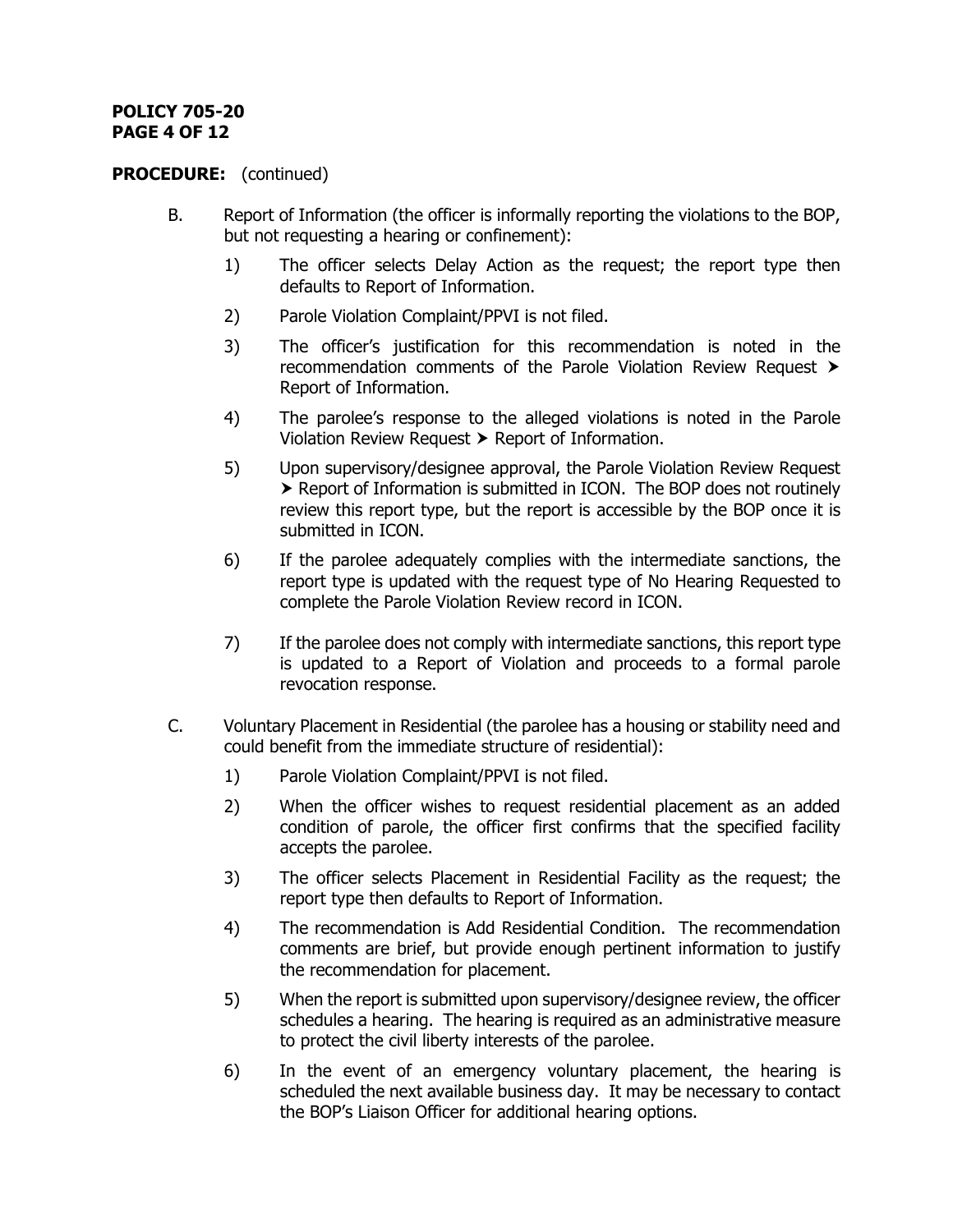**PROCEDURE:** (continued)

B. Report of Information (the officer is informally reporting the violations to the BOP, but not requesting a hearing or confinement):

1) The officer selects Delay Action as the request; the report type then defaults to Report of Information.

2) Parole Violation Complaint/PPVI is not filed.

3) The officer's justification for this recommendation is noted in the recommendation comments of the Parole Violation Review Request ➤ Report of Information.

4) The parolee's response to the alleged violations is noted in the Parole Violation Review Request ➤ Report of Information.

5) Upon supervisory/designee approval, the Parole Violation Review Request ➤ Report of Information is submitted in ICON. The BOP does not routinely review this report type, but the report is accessible by the BOP once it is submitted in ICON.

6) If the parolee adequately complies with the intermediate sanctions, the report type is updated with the request type of No Hearing Requested to complete the Parole Violation Review record in ICON.

7) If the parolee does not comply with intermediate sanctions, this report type is updated to a Report of Violation and proceeds to a formal parole revocation response.

C. Voluntary Placement in Residential (the parolee has a housing or stability need and could benefit from the immediate structure of residential):

1) Parole Violation Complaint/PPVI is not filed.

2) When the officer wishes to request residential placement as an added condition of parole, the officer first confirms that the specified facility accepts the parolee.

3) The officer selects Placement in Residential Facility as the request; the report type then defaults to Report of Information.

4) The recommendation is Add Residential Condition. The recommendation comments are brief, but provide enough pertinent information to justify the recommendation for placement.

5) When the report is submitted upon supervisory/designee review, the officer schedules a hearing. The hearing is required as an administrative measure to protect the civil liberty interests of the parolee.

6) In the event of an emergency voluntary placement, the hearing is scheduled the next available business day. It may be necessary to contact the BOP's Liaison Officer for additional hearing options.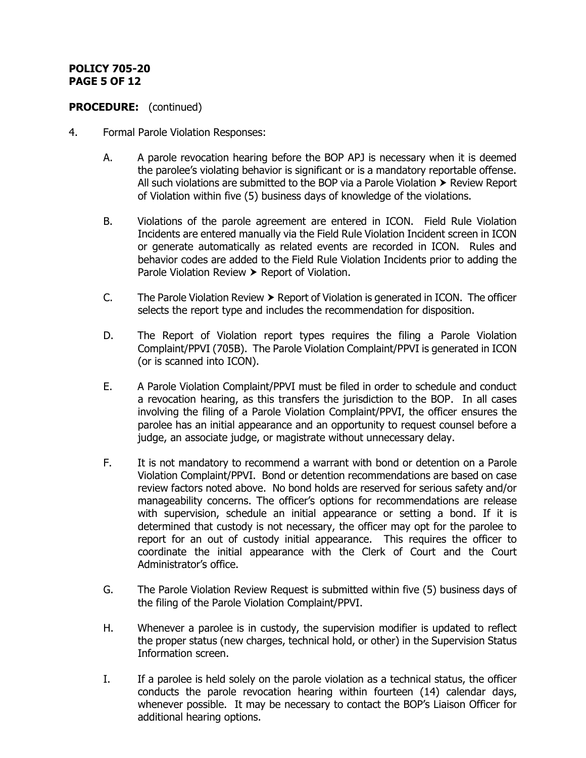**PROCEDURE:** (continued)

4. Formal Parole Violation Responses:

   A. A parole revocation hearing before the BOP APJ is necessary when it is deemed the parolee's violating behavior is significant or is a mandatory reportable offense. All such violations are submitted to the BOP via a Parole Violation ➤ Review Report of Violation within five (5) business days of knowledge of the violations.

   B. Violations of the parole agreement are entered in ICON. Field Rule Violation Incidents are entered manually via the Field Rule Violation Incident screen in ICON or generate automatically as related events are recorded in ICON. Rules and behavior codes are added to the Field Rule Violation Incidents prior to adding the Parole Violation Review ➤ Report of Violation.

   C. The Parole Violation Review ➤ Report of Violation is generated in ICON. The officer selects the report type and includes the recommendation for disposition.

   D. The Report of Violation report types requires the filing a Parole Violation Complaint/PPVI (705B). The Parole Violation Complaint/PPVI is generated in ICON (or is scanned into ICON).

   E. A Parole Violation Complaint/PPVI must be filed in order to schedule and conduct a revocation hearing, as this transfers the jurisdiction to the BOP. In all cases involving the filing of a Parole Violation Complaint/PPVI, the officer ensures the parolee has an initial appearance and an opportunity to request counsel before a judge, an associate judge, or magistrate without unnecessary delay.

   F. It is not mandatory to recommend a warrant with bond or detention on a Parole Violation Complaint/PPVI. Bond or detention recommendations are based on case review factors noted above. No bond holds are reserved for serious safety and/or manageability concerns. The officer's options for recommendations are release with supervision, schedule an initial appearance or setting a bond. If it is determined that custody is not necessary, the officer may opt for the parolee to report for an out of custody initial appearance. This requires the officer to coordinate the initial appearance with the Clerk of Court and the Court Administrator's office.

   G. The Parole Violation Review Request is submitted within five (5) business days of the filing of the Parole Violation Complaint/PPVI.

   H. Whenever a parolee is in custody, the supervision modifier is updated to reflect the proper status (new charges, technical hold, or other) in the Supervision Status Information screen.

   I. If a parolee is held solely on the parole violation as a technical status, the officer conducts the parole revocation hearing within fourteen (14) calendar days, whenever possible. It may be necessary to contact the BOP's Liaison Officer for additional hearing options.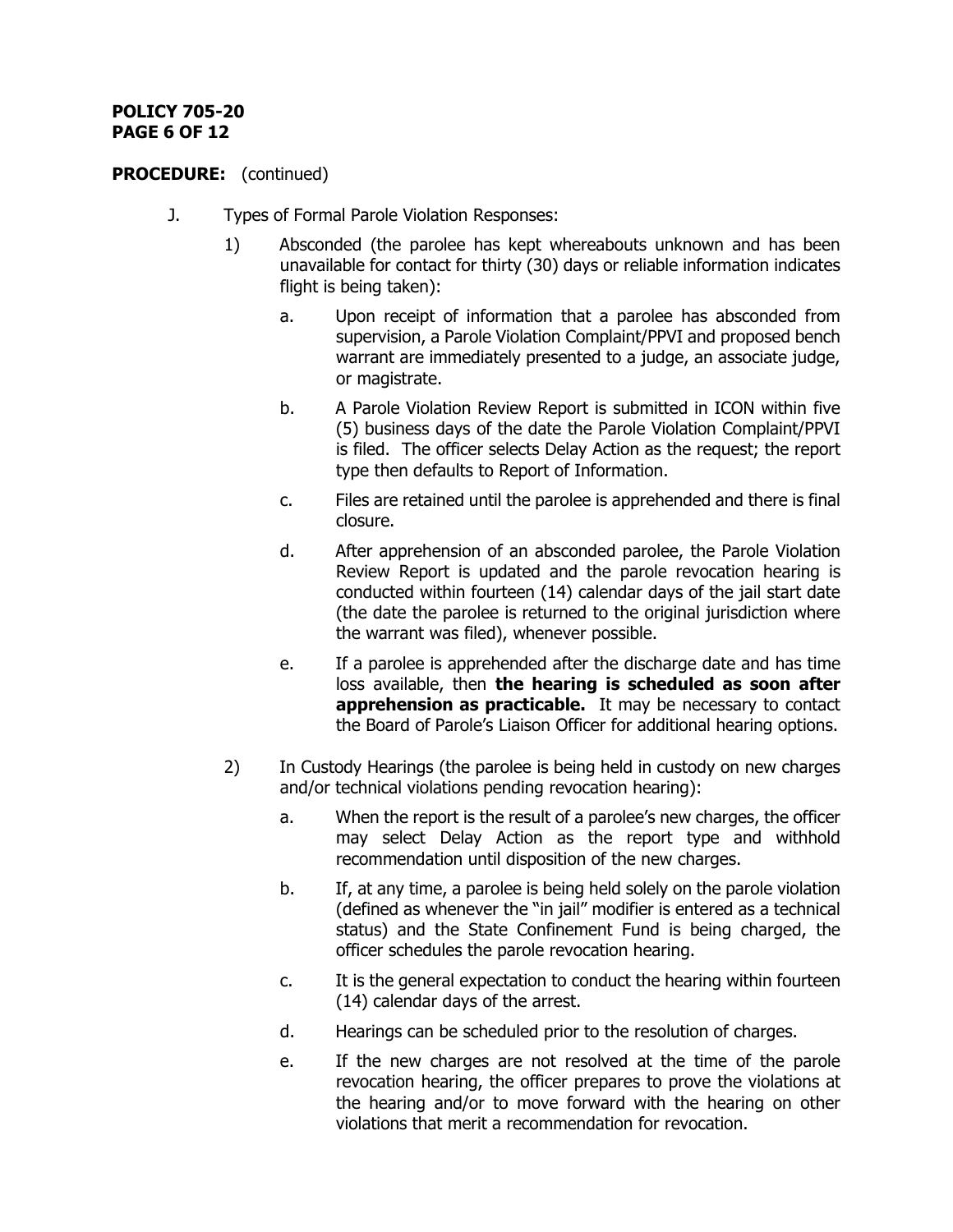**PROCEDURE:** (continued)

J. Types of Formal Parole Violation Responses:

1) Absconded (the parolee has kept whereabouts unknown and has been unavailable for contact for thirty (30) days or reliable information indicates flight is being taken):

   a. Upon receipt of information that a parolee has absconded from supervision, a Parole Violation Complaint/PPVI and proposed bench warrant are immediately presented to a judge, an associate judge, or magistrate.

   b. A Parole Violation Review Report is submitted in ICON within five (5) business days of the date the Parole Violation Complaint/PPVI is filed. The officer selects Delay Action as the request; the report type then defaults to Report of Information.

   c. Files are retained until the parolee is apprehended and there is final closure.

   d. After apprehension of an absconded parolee, the Parole Violation Review Report is updated and the parole revocation hearing is conducted within fourteen (14) calendar days of the jail start date (the date the parolee is returned to the original jurisdiction where the warrant was filed), whenever possible.

   e. If a parolee is apprehended after the discharge date and has time loss available, then **the hearing is scheduled as soon after apprehension as practicable.** It may be necessary to contact the Board of Parole's Liaison Officer for additional hearing options.

2) In Custody Hearings (the parolee is being held in custody on new charges and/or technical violations pending revocation hearing):

   a. When the report is the result of a parolee's new charges, the officer may select Delay Action as the report type and withhold recommendation until disposition of the new charges.

   b. If, at any time, a parolee is being held solely on the parole violation (defined as whenever the "in jail" modifier is entered as a technical status) and the State Confinement Fund is being charged, the officer schedules the parole revocation hearing.

   c. It is the general expectation to conduct the hearing within fourteen (14) calendar days of the arrest.

   d. Hearings can be scheduled prior to the resolution of charges.

   e. If the new charges are not resolved at the time of the parole revocation hearing, the officer prepares to prove the violations at the hearing and/or to move forward with the hearing on other violations that merit a recommendation for revocation.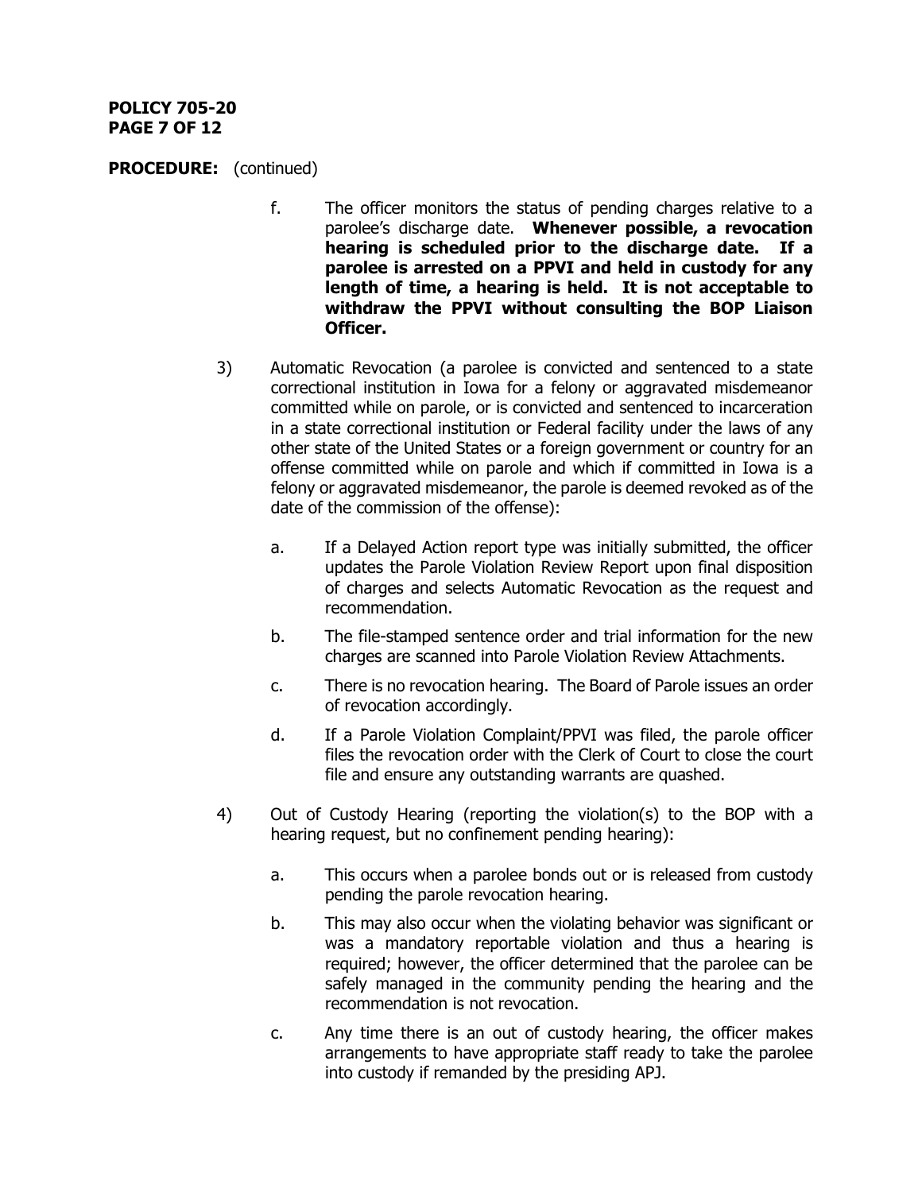**PROCEDURE:** (continued)

f. The officer monitors the status of pending charges relative to a parolee's discharge date. **Whenever possible, a revocation hearing is scheduled prior to the discharge date. If a parolee is arrested on a PPVI and held in custody for any length of time, a hearing is held. It is not acceptable to withdraw the PPVI without consulting the BOP Liaison Officer.**

3) Automatic Revocation (a parolee is convicted and sentenced to a state correctional institution in Iowa for a felony or aggravated misdemeanor committed while on parole, or is convicted and sentenced to incarceration in a state correctional institution or Federal facility under the laws of any other state of the United States or a foreign government or country for an offense committed while on parole and which if committed in Iowa is a felony or aggravated misdemeanor, the parole is deemed revoked as of the date of the commission of the offense):

   a. If a Delayed Action report type was initially submitted, the officer updates the Parole Violation Review Report upon final disposition of charges and selects Automatic Revocation as the request and recommendation.

   b. The file-stamped sentence order and trial information for the new charges are scanned into Parole Violation Review Attachments.

   c. There is no revocation hearing. The Board of Parole issues an order of revocation accordingly.

   d. If a Parole Violation Complaint/PPVI was filed, the parole officer files the revocation order with the Clerk of Court to close the court file and ensure any outstanding warrants are quashed.

4) Out of Custody Hearing (reporting the violation(s) to the BOP with a hearing request, but no confinement pending hearing):

   a. This occurs when a parolee bonds out or is released from custody pending the parole revocation hearing.

   b. This may also occur when the violating behavior was significant or was a mandatory reportable violation and thus a hearing is required; however, the officer determined that the parolee can be safely managed in the community pending the hearing and the recommendation is not revocation.

   c. Any time there is an out of custody hearing, the officer makes arrangements to have appropriate staff ready to take the parolee into custody if remanded by the presiding APJ.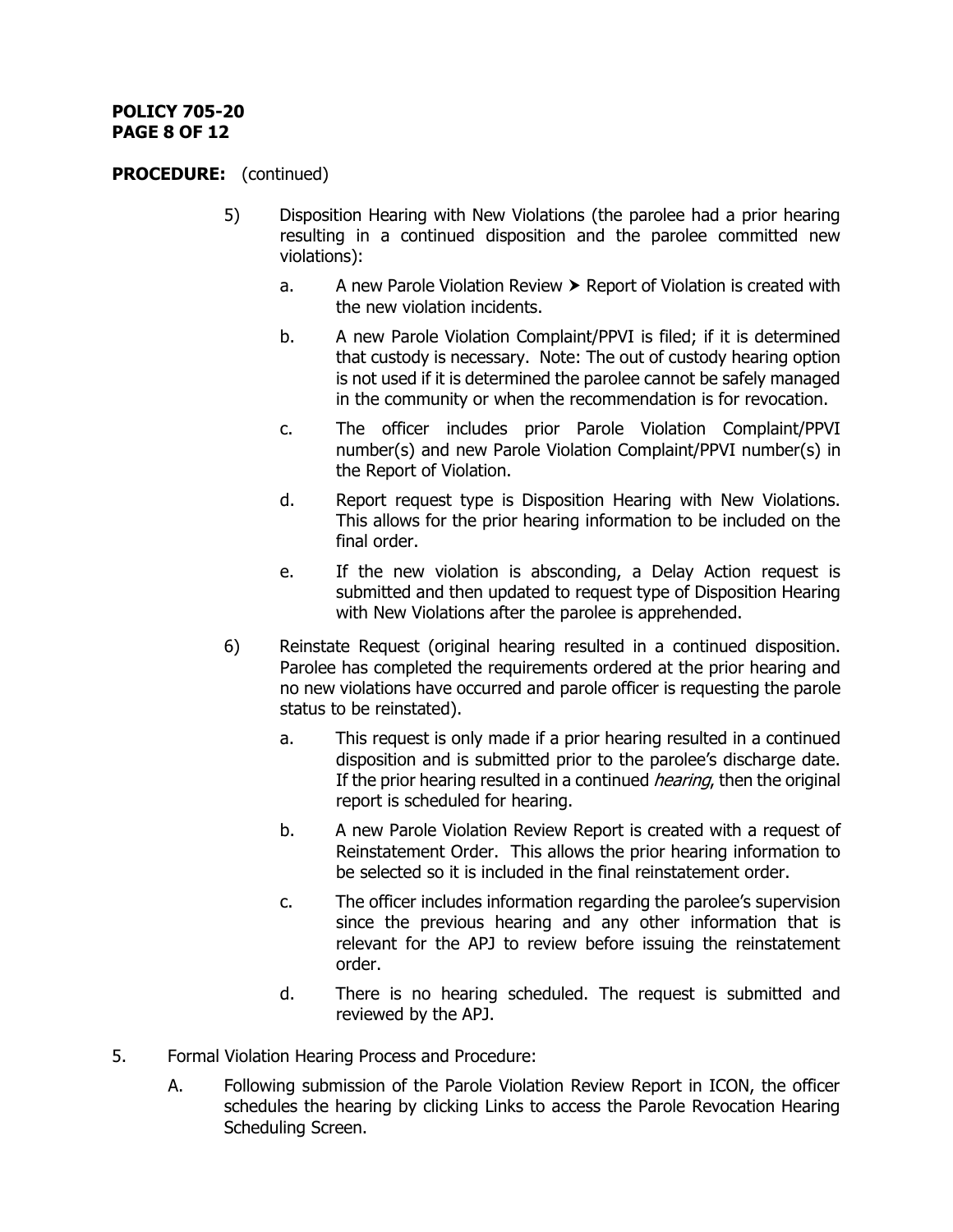**PROCEDURE:** (continued)

5) Disposition Hearing with New Violations (the parolee had a prior hearing resulting in a continued disposition and the parolee committed new violations):

   a. A new Parole Violation Review ➤ Report of Violation is created with the new violation incidents.

   b. A new Parole Violation Complaint/PPVI is filed; if it is determined that custody is necessary. Note: The out of custody hearing option is not used if it is determined the parolee cannot be safely managed in the community or when the recommendation is for revocation.

   c. The officer includes prior Parole Violation Complaint/PPVI number(s) and new Parole Violation Complaint/PPVI number(s) in the Report of Violation.

   d. Report request type is Disposition Hearing with New Violations. This allows for the prior hearing information to be included on the final order.

   e. If the new violation is absconding, a Delay Action request is submitted and then updated to request type of Disposition Hearing with New Violations after the parolee is apprehended.

6) Reinstate Request (original hearing resulted in a continued disposition. Parolee has completed the requirements ordered at the prior hearing and no new violations have occurred and parole officer is requesting the parole status to be reinstated).

   a. This request is only made if a prior hearing resulted in a continued disposition and is submitted prior to the parolee's discharge date. If the prior hearing resulted in a continued *hearing*, then the original report is scheduled for hearing.

   b. A new Parole Violation Review Report is created with a request of Reinstatement Order. This allows the prior hearing information to be selected so it is included in the final reinstatement order.

   c. The officer includes information regarding the parolee's supervision since the previous hearing and any other information that is relevant for the APJ to review before issuing the reinstatement order.

   d. There is no hearing scheduled. The request is submitted and reviewed by the APJ.

5. Formal Violation Hearing Process and Procedure:

   A. Following submission of the Parole Violation Review Report in ICON, the officer schedules the hearing by clicking Links to access the Parole Revocation Hearing Scheduling Screen.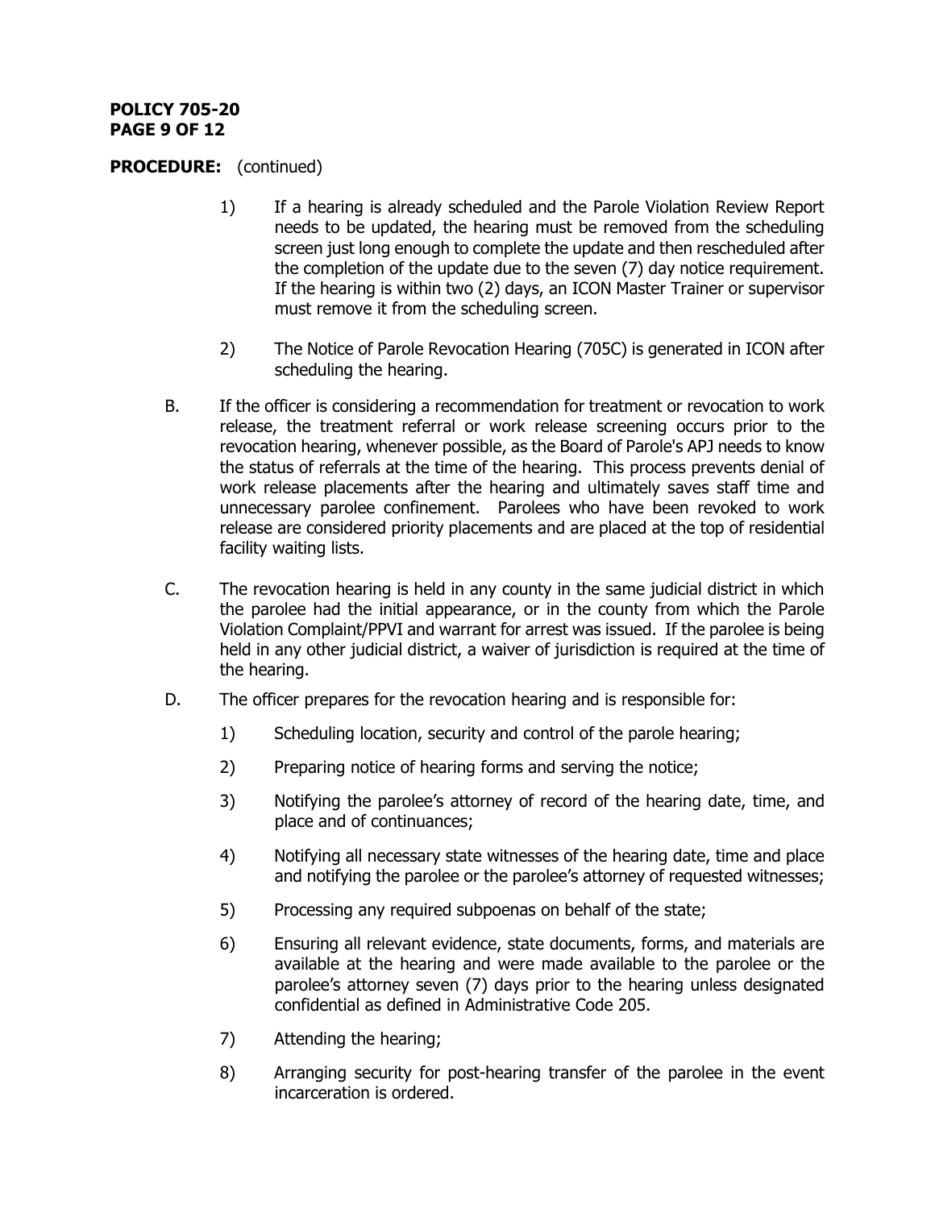**PROCEDURE:** (continued)

1) If a hearing is already scheduled and the Parole Violation Review Report needs to be updated, the hearing must be removed from the scheduling screen just long enough to complete the update and then rescheduled after the completion of the update due to the seven (7) day notice requirement. If the hearing is within two (2) days, an ICON Master Trainer or supervisor must remove it from the scheduling screen.

2) The Notice of Parole Revocation Hearing (705C) is generated in ICON after scheduling the hearing.

B. If the officer is considering a recommendation for treatment or revocation to work release, the treatment referral or work release screening occurs prior to the revocation hearing, whenever possible, as the Board of Parole's APJ needs to know the status of referrals at the time of the hearing. This process prevents denial of work release placements after the hearing and ultimately saves staff time and unnecessary parolee confinement. Parolees who have been revoked to work release are considered priority placements and are placed at the top of residential facility waiting lists.

C. The revocation hearing is held in any county in the same judicial district in which the parolee had the initial appearance, or in the county from which the Parole Violation Complaint/PPVI and warrant for arrest was issued. If the parolee is being held in any other judicial district, a waiver of jurisdiction is required at the time of the hearing.

D. The officer prepares for the revocation hearing and is responsible for:

1) Scheduling location, security and control of the parole hearing;

2) Preparing notice of hearing forms and serving the notice;

3) Notifying the parolee's attorney of record of the hearing date, time, and place and of continuances;

4) Notifying all necessary state witnesses of the hearing date, time and place and notifying the parolee or the parolee's attorney of requested witnesses;

5) Processing any required subpoenas on behalf of the state;

6) Ensuring all relevant evidence, state documents, forms, and materials are available at the hearing and were made available to the parolee or the parolee's attorney seven (7) days prior to the hearing unless designated confidential as defined in Administrative Code 205.

7) Attending the hearing;

8) Arranging security for post-hearing transfer of the parolee in the event incarceration is ordered.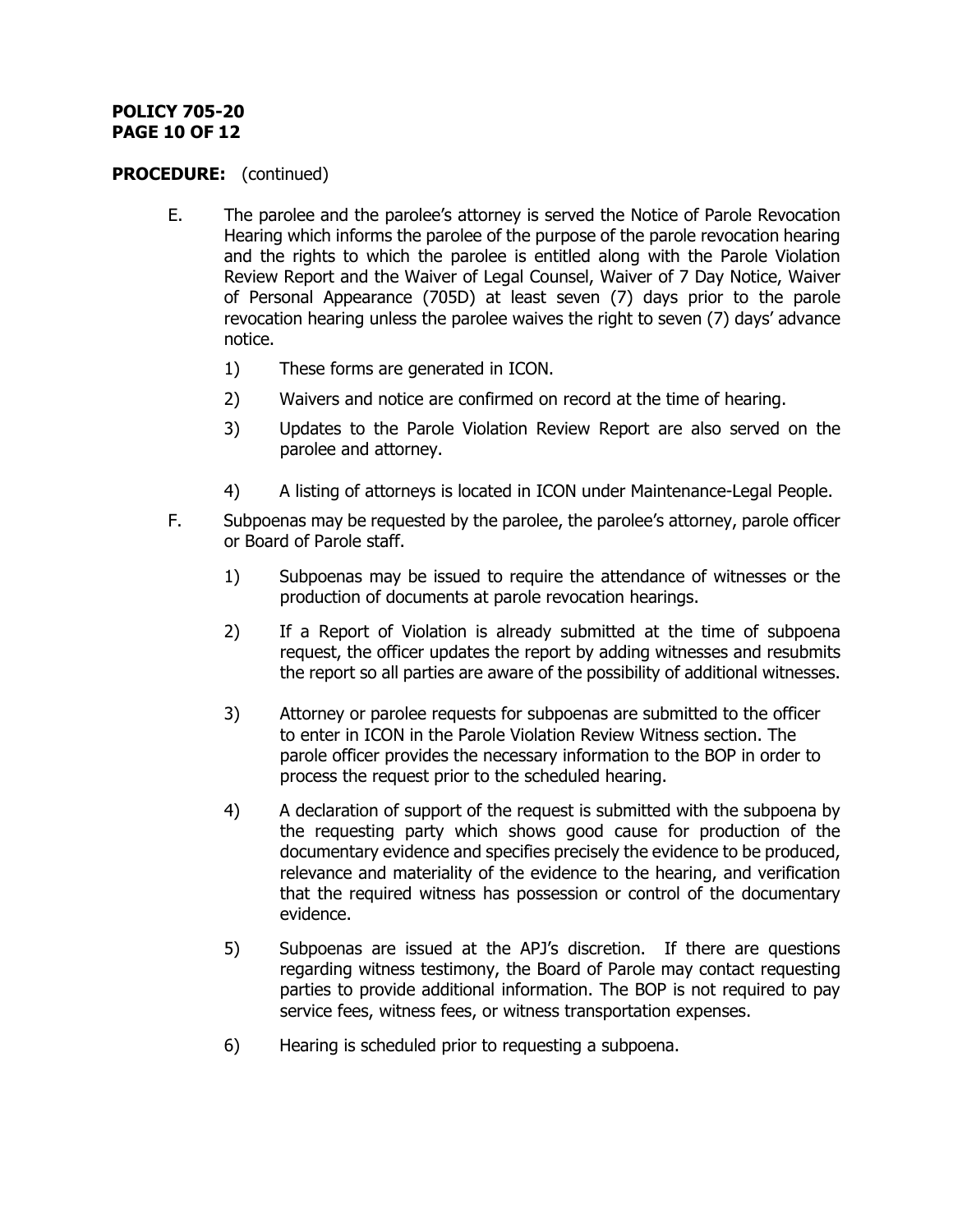**PROCEDURE:** (continued)

E. The parolee and the parolee's attorney is served the Notice of Parole Revocation Hearing which informs the parolee of the purpose of the parole revocation hearing and the rights to which the parolee is entitled along with the Parole Violation Review Report and the Waiver of Legal Counsel, Waiver of 7 Day Notice, Waiver of Personal Appearance (705D) at least seven (7) days prior to the parole revocation hearing unless the parolee waives the right to seven (7) days' advance notice.

  1) These forms are generated in ICON.

  2) Waivers and notice are confirmed on record at the time of hearing.

  3) Updates to the Parole Violation Review Report are also served on the parolee and attorney.

  4) A listing of attorneys is located in ICON under Maintenance-Legal People.

F. Subpoenas may be requested by the parolee, the parolee's attorney, parole officer or Board of Parole staff.

  1) Subpoenas may be issued to require the attendance of witnesses or the production of documents at parole revocation hearings.

  2) If a Report of Violation is already submitted at the time of subpoena request, the officer updates the report by adding witnesses and resubmits the report so all parties are aware of the possibility of additional witnesses.

  3) Attorney or parolee requests for subpoenas are submitted to the officer to enter in ICON in the Parole Violation Review Witness section. The parole officer provides the necessary information to the BOP in order to process the request prior to the scheduled hearing.

  4) A declaration of support of the request is submitted with the subpoena by the requesting party which shows good cause for production of the documentary evidence and specifies precisely the evidence to be produced, relevance and materiality of the evidence to the hearing, and verification that the required witness has possession or control of the documentary evidence.

  5) Subpoenas are issued at the APJ's discretion. If there are questions regarding witness testimony, the Board of Parole may contact requesting parties to provide additional information. The BOP is not required to pay service fees, witness fees, or witness transportation expenses.

  6) Hearing is scheduled prior to requesting a subpoena.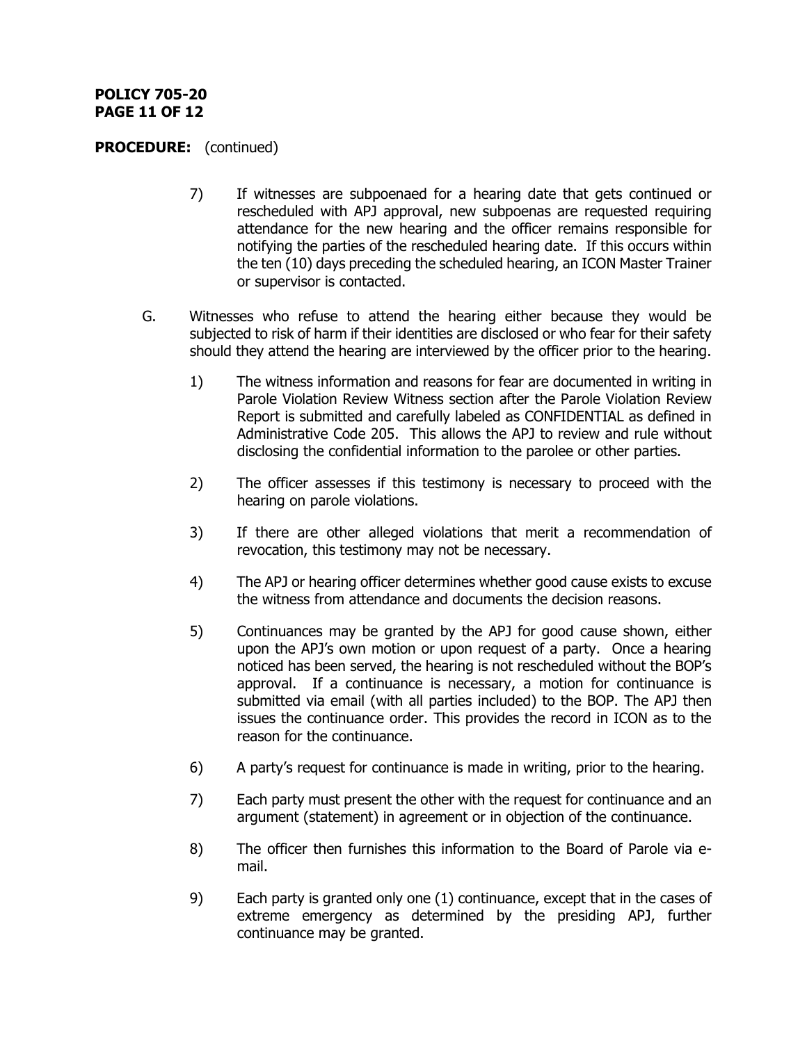**PROCEDURE:** (continued)

7) If witnesses are subpoenaed for a hearing date that gets continued or rescheduled with APJ approval, new subpoenas are requested requiring attendance for the new hearing and the officer remains responsible for notifying the parties of the rescheduled hearing date. If this occurs within the ten (10) days preceding the scheduled hearing, an ICON Master Trainer or supervisor is contacted.

G. Witnesses who refuse to attend the hearing either because they would be subjected to risk of harm if their identities are disclosed or who fear for their safety should they attend the hearing are interviewed by the officer prior to the hearing.

1) The witness information and reasons for fear are documented in writing in Parole Violation Review Witness section after the Parole Violation Review Report is submitted and carefully labeled as CONFIDENTIAL as defined in Administrative Code 205. This allows the APJ to review and rule without disclosing the confidential information to the parolee or other parties.

2) The officer assesses if this testimony is necessary to proceed with the hearing on parole violations.

3) If there are other alleged violations that merit a recommendation of revocation, this testimony may not be necessary.

4) The APJ or hearing officer determines whether good cause exists to excuse the witness from attendance and documents the decision reasons.

5) Continuances may be granted by the APJ for good cause shown, either upon the APJ's own motion or upon request of a party. Once a hearing noticed has been served, the hearing is not rescheduled without the BOP's approval. If a continuance is necessary, a motion for continuance is submitted via email (with all parties included) to the BOP. The APJ then issues the continuance order. This provides the record in ICON as to the reason for the continuance.

6) A party's request for continuance is made in writing, prior to the hearing.

7) Each party must present the other with the request for continuance and an argument (statement) in agreement or in objection of the continuance.

8) The officer then furnishes this information to the Board of Parole via e-mail.

9) Each party is granted only one (1) continuance, except that in the cases of extreme emergency as determined by the presiding APJ, further continuance may be granted.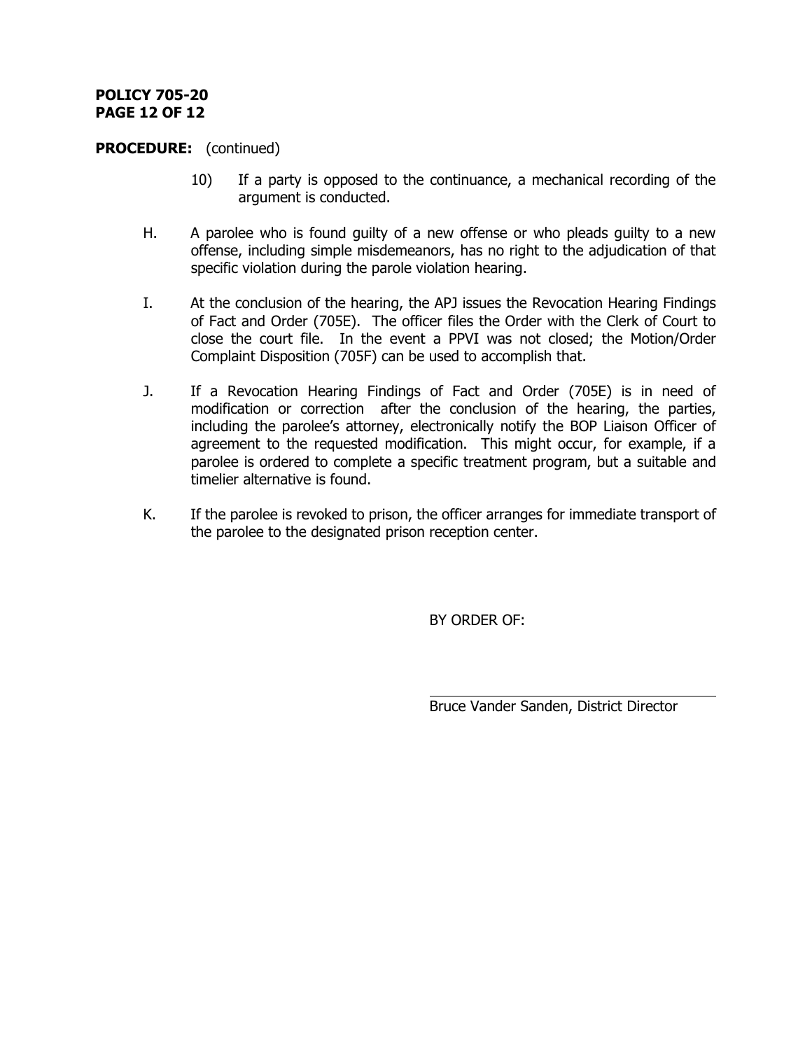**PROCEDURE:** (continued)

10) If a party is opposed to the continuance, a mechanical recording of the argument is conducted.

H. A parolee who is found guilty of a new offense or who pleads guilty to a new offense, including simple misdemeanors, has no right to the adjudication of that specific violation during the parole violation hearing.

I. At the conclusion of the hearing, the APJ issues the Revocation Hearing Findings of Fact and Order (705E). The officer files the Order with the Clerk of Court to close the court file. In the event a PPVI was not closed; the Motion/Order Complaint Disposition (705F) can be used to accomplish that.

J. If a Revocation Hearing Findings of Fact and Order (705E) is in need of modification or correction after the conclusion of the hearing, the parties, including the parolee's attorney, electronically notify the BOP Liaison Officer of agreement to the requested modification. This might occur, for example, if a parolee is ordered to complete a specific treatment program, but a suitable and timelier alternative is found.

K. If the parolee is revoked to prison, the officer arranges for immediate transport of the parolee to the designated prison reception center.

BY ORDER OF:

Bruce Vander Sanden, District Director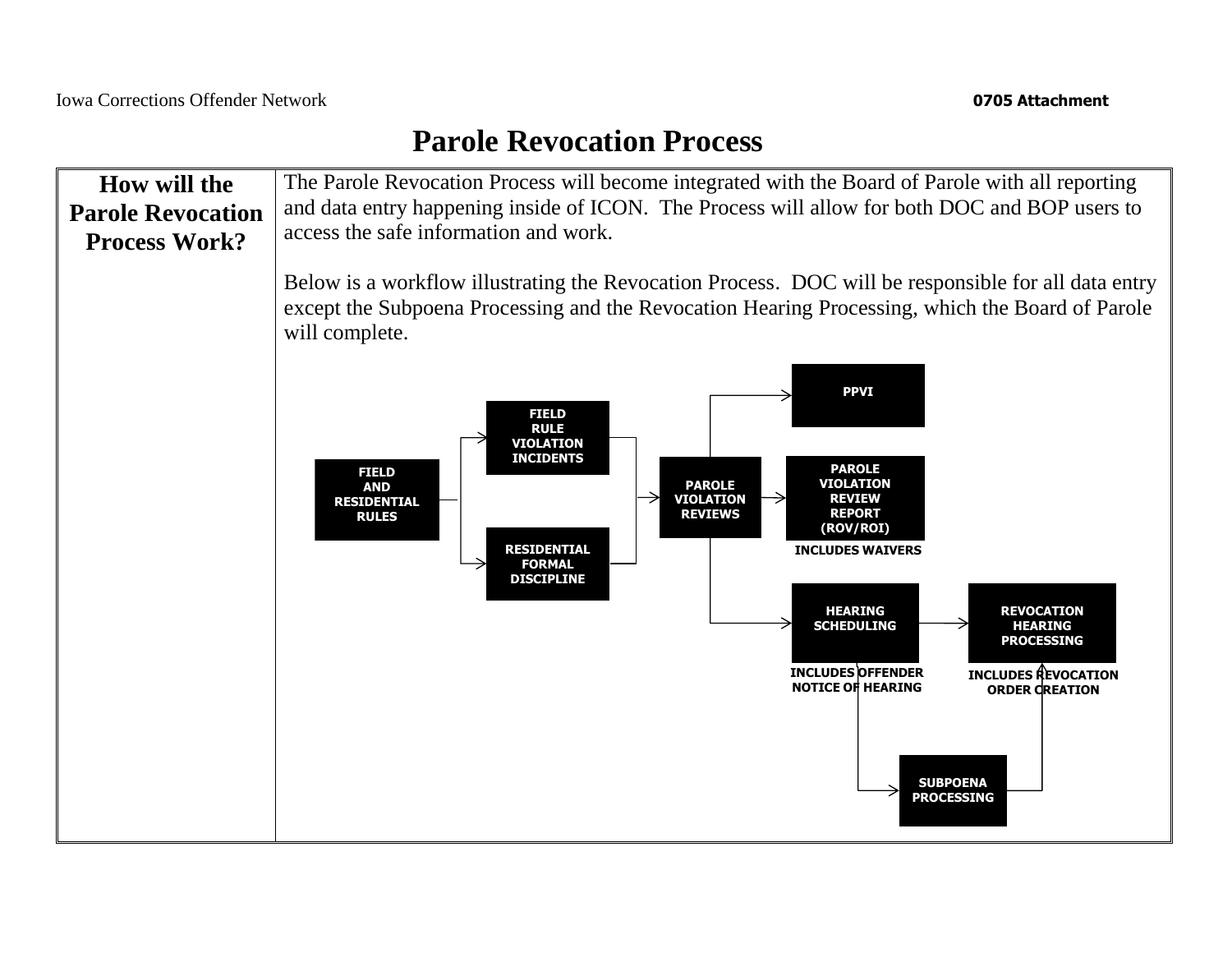# Parole Revocation Process

| | |
|---|---|
| **How will the Parole Revocation Process Work?** | The Parole Revocation Process will become integrated with the Board of Parole with all reporting and data entry happening inside of ICON. The Process will allow for both DOC and BOP users to access the safe information and work.<br><br>Below is a workflow illustrating the Revocation Process. DOC will be responsible for all data entry except the Subpoena Processing and the Revocation Hearing Processing, which the Board of Parole will complete. |

FIELD AND RESIDENTIAL RULES

FIELD RULE VIOLATION INCIDENTS

RESIDENTIAL FORMAL DISCIPLINE

PAROLE VIOLATION REVIEWS

PPVI

PAROLE VIOLATION REVIEW REPORT (ROV/ROI)

INCLUDES WAIVERS

HEARING SCHEDULING

INCLUDES OFFENDER NOTICE OF HEARING

REVOCATION HEARING PROCESSING

INCLUDES REVOCATION ORDER CREATION

SUBPOENA PROCESSING